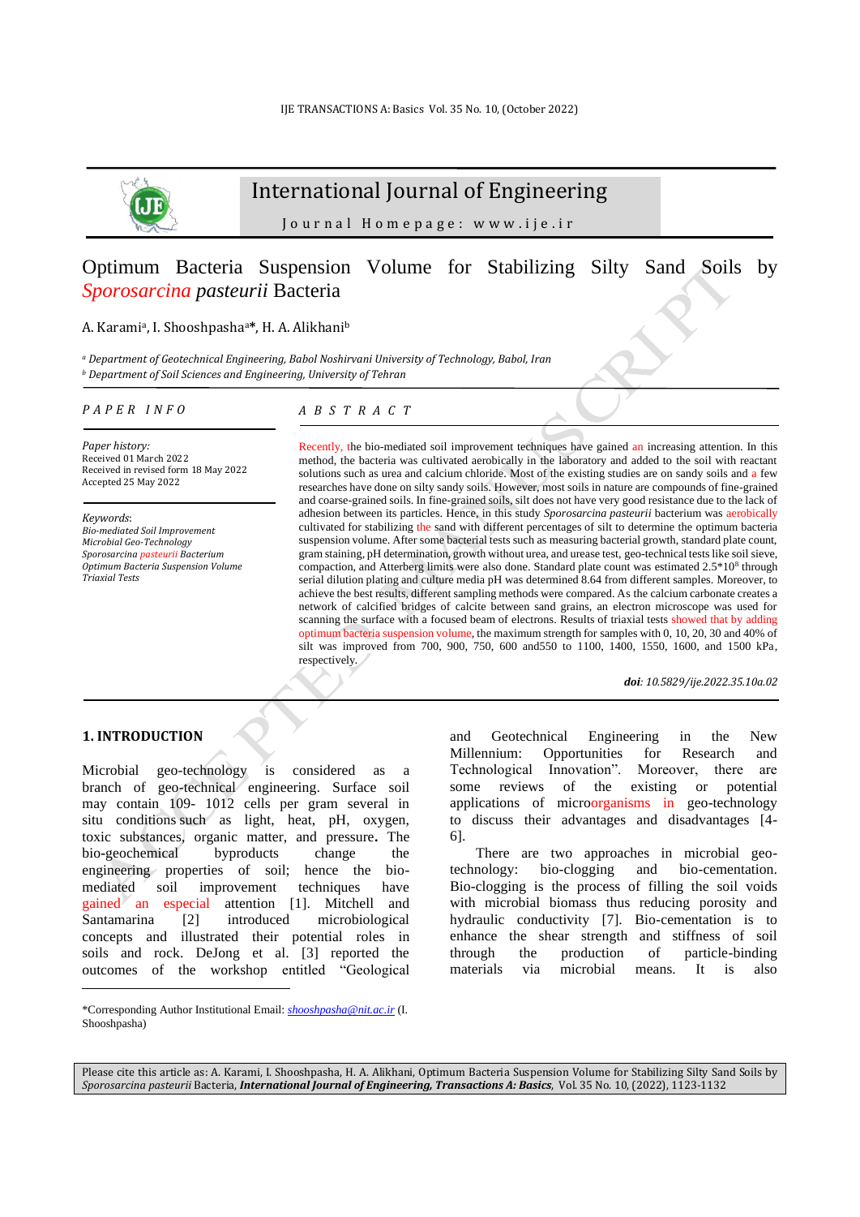International Journal of Engineering

Journal Homepage: www.ije.ir

# Optimum Bacteria Suspension Volume for Stabilizing Silty Sand Soils by *Sporosarcina pasteurii* Bacteria

A. Karami[a], I. Shooshpasha[a]*, H. A. Alikhani[b]

[a] *Department of Geotechnical Engineering, Babol Noshirvani University of Technology, Babol, Iran*
[b] *Department of Soil Sciences and Engineering, University of Tehran*

## PAPER INFO

*Paper history:*
Received 01 March 2022
Received in revised form 18 May 2022
Accepted 25 May 2022

*Keywords*:
*Bio-mediated Soil Improvement*
*Microbial Geo-Technology*
*Sporosarcina pasteurii Bacterium*
*Optimum Bacteria Suspension Volume*
*Triaxial Tests*

## ABSTRACT

Recently, the bio-mediated soil improvement techniques have gained an increasing attention. In this method, the bacteria was cultivated aerobically in the laboratory and added to the soil with reactant solutions such as urea and calcium chloride. Most of the existing studies are on sandy soils and a few researches have done on silty sandy soils. However, most soils in nature are compounds of fine-grained and coarse-grained soils. In fine-grained soils, silt does not have very good resistance due to the lack of adhesion between its particles. Hence, in this study *Sporosarcina pasteurii* bacterium was aerobically cultivated for stabilizing the sand with different percentages of silt to determine the optimum bacteria suspension volume. After some bacterial tests such as measuring bacterial growth, standard plate count, gram staining, pH determination, growth without urea, and urease test, geo-technical tests like soil sieve, compaction, and Atterberg limits were also done. Standard plate count was estimated $2.5*10^8$ through serial dilution plating and culture media pH was determined 8.64 from different samples. Moreover, to achieve the best results, different sampling methods were compared. As the calcium carbonate creates a network of calcified bridges of calcite between sand grains, an electron microscope was used for scanning the surface with a focused beam of electrons. Results of triaxial tests showed that by adding optimum bacteria suspension volume, the maximum strength for samples with 0, 10, 20, 30 and 40% of silt was improved from 700, 900, 750, 600 and550 to 1100, 1400, 1550, 1600, and 1500 kPa, respectively.

***doi***: *10.5829/ije.2022.35.10a.02*

## 1. INTRODUCTION

Microbial geo-technology is considered as a branch of geo-technical engineering. Surface soil may contain 109- 1012 cells per gram several in situ conditions such as light, heat, pH, oxygen, toxic substances, organic matter, and pressure**.** The bio-geochemical byproducts change the engineering properties of soil; hence the bio-mediated soil improvement techniques have gained an especial attention [1]. Mitchell and Santamarina [2] introduced microbiological concepts and illustrated their potential roles in soils and rock. DeJong et al. [3] reported the outcomes of the workshop entitled "Geological and Geotechnical Engineering in the New Millennium: Opportunities for Research and Technological Innovation". Moreover, there are some reviews of the existing or potential applications of microorganisms in geo-technology to discuss their advantages and disadvantages [4-6].

There are two approaches in microbial geo-technology: bio-clogging and bio-cementation. Bio-clogging is the process of filling the soil voids with microbial biomass thus reducing porosity and hydraulic conductivity [7]. Bio-cementation is to enhance the shear strength and stiffness of soil through the production of particle-binding materials via microbial means. It is also

*Corresponding Author Institutional Email: shooshpasha@nit.ac.ir (I. Shooshpasha)

Please cite this article as: A. Karami, I. Shooshpasha, H. A. Alikhani, Optimum Bacteria Suspension Volume for Stabilizing Silty Sand Soils by *Sporosarcina pasteurii* Bacteria, ***International Journal of Engineering, Transactions A: Basics***, Vol. 35 No. 10, (2022), 1123-1132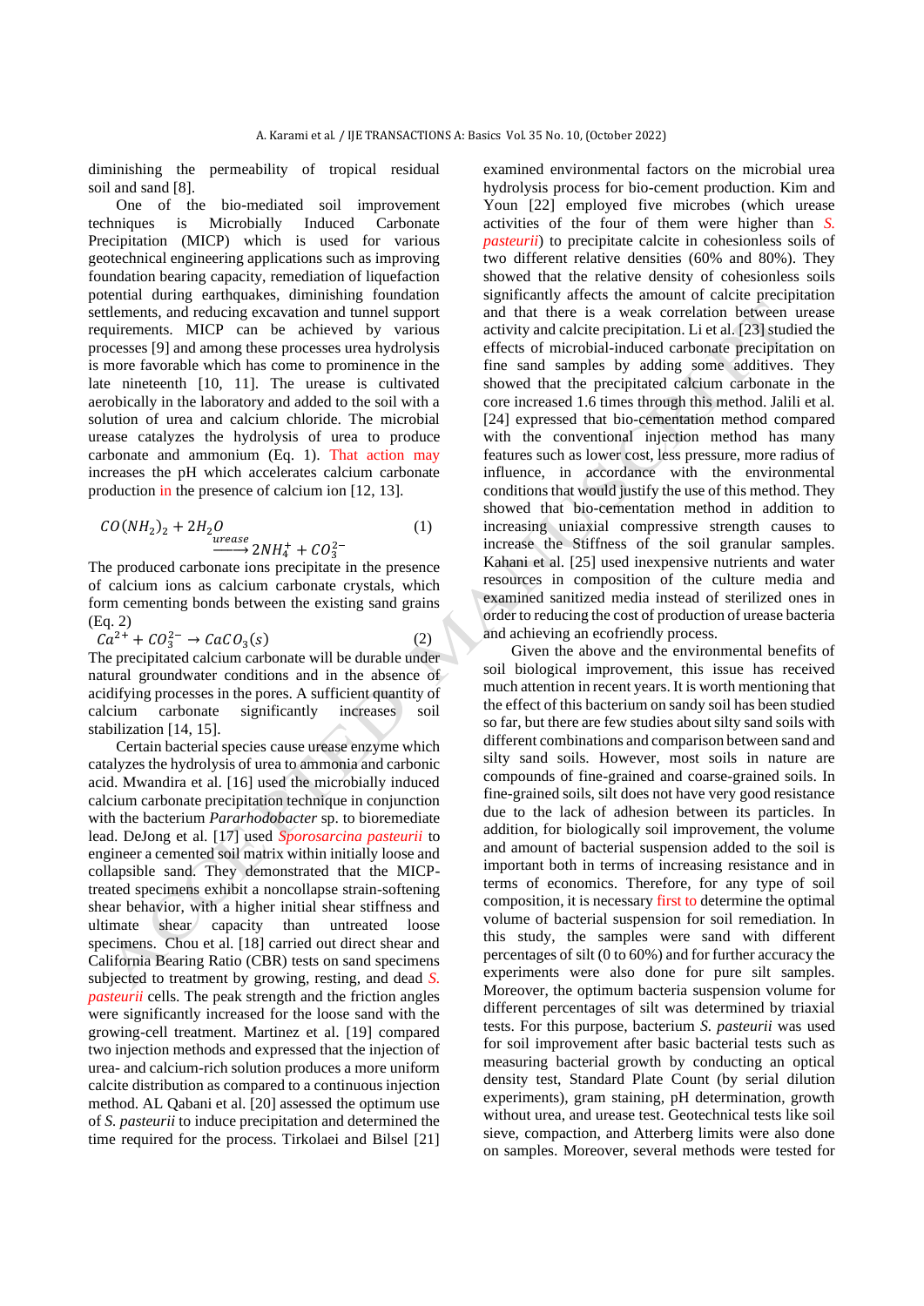diminishing the permeability of tropical residual soil and sand [8].

One of the bio-mediated soil improvement techniques is Microbially Induced Carbonate Precipitation (MICP) which is used for various geotechnical engineering applications such as improving foundation bearing capacity, remediation of liquefaction potential during earthquakes, diminishing foundation settlements, and reducing excavation and tunnel support requirements. MICP can be achieved by various processes [9] and among these processes urea hydrolysis is more favorable which has come to prominence in the late nineteenth [10, 11]. The urease is cultivated aerobically in the laboratory and added to the soil with a solution of urea and calcium chloride. The microbial urease catalyzes the hydrolysis of urea to produce carbonate and ammonium (Eq. 1). That action may increases the pH which accelerates calcium carbonate production in the presence of calcium ion [12, 13].

$$CO(NH_2)_2 + 2H_2O \xrightarrow{urease} 2NH_4^+ + CO_3^{2-} \tag{1}$$

The produced carbonate ions precipitate in the presence of calcium ions as calcium carbonate crystals, which form cementing bonds between the existing sand grains (Eq. 2)

$$Ca^{2+} + CO_3^{2-} \rightarrow CaCO_3(s) \tag{2}$$

The precipitated calcium carbonate will be durable under natural groundwater conditions and in the absence of acidifying processes in the pores. A sufficient quantity of calcium carbonate significantly increases soil stabilization [14, 15].

Certain bacterial species cause urease enzyme which catalyzes the hydrolysis of urea to ammonia and carbonic acid. Mwandira et al. [16] used the microbially induced calcium carbonate precipitation technique in conjunction with the bacterium *Pararhodobacter* sp. to bioremediate lead. DeJong et al. [17] used *Sporosarcina pasteurii* to engineer a cemented soil matrix within initially loose and collapsible sand. They demonstrated that the MICP-treated specimens exhibit a noncollapse strain-softening shear behavior, with a higher initial shear stiffness and ultimate shear capacity than untreated loose specimens. Chou et al. [18] carried out direct shear and California Bearing Ratio (CBR) tests on sand specimens subjected to treatment by growing, resting, and dead *S. pasteurii* cells. The peak strength and the friction angles were significantly increased for the loose sand with the growing-cell treatment. Martinez et al. [19] compared two injection methods and expressed that the injection of urea- and calcium-rich solution produces a more uniform calcite distribution as compared to a continuous injection method. AL Qabani et al. [20] assessed the optimum use of *S. pasteurii* to induce precipitation and determined the time required for the process. Tirkolaei and Bilsel [21] examined environmental factors on the microbial urea hydrolysis process for bio-cement production. Kim and Youn [22] employed five microbes (which urease activities of the four of them were higher than *S. pasteurii*) to precipitate calcite in cohesionless soils of two different relative densities (60% and 80%). They showed that the relative density of cohesionless soils significantly affects the amount of calcite precipitation and that there is a weak correlation between urease activity and calcite precipitation. Li et al. [23] studied the effects of microbial-induced carbonate precipitation on fine sand samples by adding some additives. They showed that the precipitated calcium carbonate in the core increased 1.6 times through this method. Jalili et al. [24] expressed that bio-cementation method compared with the conventional injection method has many features such as lower cost, less pressure, more radius of influence, in accordance with the environmental conditions that would justify the use of this method. They showed that bio-cementation method in addition to increasing uniaxial compressive strength causes to increase the Stiffness of the soil granular samples. Kahani et al. [25] used inexpensive nutrients and water resources in composition of the culture media and examined sanitized media instead of sterilized ones in order to reducing the cost of production of urease bacteria and achieving an ecofriendly process.

Given the above and the environmental benefits of soil biological improvement, this issue has received much attention in recent years. It is worth mentioning that the effect of this bacterium on sandy soil has been studied so far, but there are few studies about silty sand soils with different combinations and comparison between sand and silty sand soils. However, most soils in nature are compounds of fine-grained and coarse-grained soils. In fine-grained soils, silt does not have very good resistance due to the lack of adhesion between its particles. In addition, for biologically soil improvement, the volume and amount of bacterial suspension added to the soil is important both in terms of increasing resistance and in terms of economics. Therefore, for any type of soil composition, it is necessary first to determine the optimal volume of bacterial suspension for soil remediation. In this study, the samples were sand with different percentages of silt (0 to 60%) and for further accuracy the experiments were also done for pure silt samples. Moreover, the optimum bacteria suspension volume for different percentages of silt was determined by triaxial tests. For this purpose, bacterium *S. pasteurii* was used for soil improvement after basic bacterial tests such as measuring bacterial growth by conducting an optical density test, Standard Plate Count (by serial dilution experiments), gram staining, pH determination, growth without urea, and urease test. Geotechnical tests like soil sieve, compaction, and Atterberg limits were also done on samples. Moreover, several methods were tested for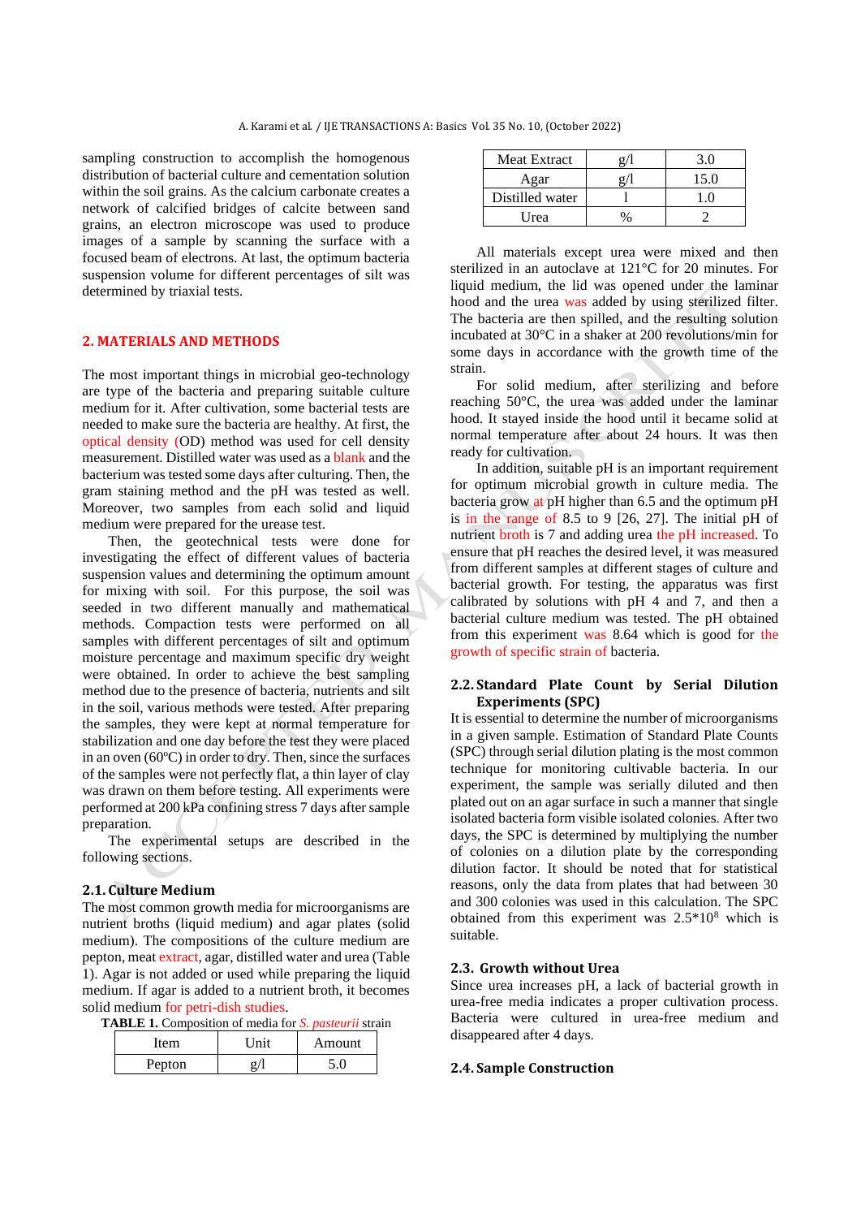sampling construction to accomplish the homogenous distribution of bacterial culture and cementation solution within the soil grains. As the calcium carbonate creates a network of calcified bridges of calcite between sand grains, an electron microscope was used to produce images of a sample by scanning the surface with a focused beam of electrons. At last, the optimum bacteria suspension volume for different percentages of silt was determined by triaxial tests.

## 2. MATERIALS AND METHODS

The most important things in microbial geo-technology are type of the bacteria and preparing suitable culture medium for it. After cultivation, some bacterial tests are needed to make sure the bacteria are healthy. At first, the optical density (OD) method was used for cell density measurement. Distilled water was used as a blank and the bacterium was tested some days after culturing. Then, the gram staining method and the pH was tested as well. Moreover, two samples from each solid and liquid medium were prepared for the urease test.

Then, the geotechnical tests were done for investigating the effect of different values of bacteria suspension values and determining the optimum amount for mixing with soil. For this purpose, the soil was seeded in two different manually and mathematical methods. Compaction tests were performed on all samples with different percentages of silt and optimum moisture percentage and maximum specific dry weight were obtained. In order to achieve the best sampling method due to the presence of bacteria, nutrients and silt in the soil, various methods were tested. After preparing the samples, they were kept at normal temperature for stabilization and one day before the test they were placed in an oven (60ºC) in order to dry. Then, since the surfaces of the samples were not perfectly flat, a thin layer of clay was drawn on them before testing. All experiments were performed at 200 kPa confining stress 7 days after sample preparation.

The experimental setups are described in the following sections.

### 2.1. Culture Medium

The most common growth media for microorganisms are nutrient broths (liquid medium) and agar plates (solid medium). The compositions of the culture medium are pepton, meat extract, agar, distilled water and urea (Table 1). Agar is not added or used while preparing the liquid medium. If agar is added to a nutrient broth, it becomes solid medium for petri-dish studies.

**TABLE 1.** Composition of media for *S. pasteurii* strain

| Item | Unit | Amount |
|---|---|---|
| Pepton | g/l | 5.0 |
| Meat Extract | g/l | 3.0 |
| Agar | g/l | 15.0 |
| Distilled water | l | 1.0 |
| Urea | % | 2 |

All materials except urea were mixed and then sterilized in an autoclave at 121°C for 20 minutes. For liquid medium, the lid was opened under the laminar hood and the urea was added by using sterilized filter. The bacteria are then spilled, and the resulting solution incubated at 30°C in a shaker at 200 revolutions/min for some days in accordance with the growth time of the strain.

For solid medium, after sterilizing and before reaching 50°C, the urea was added under the laminar hood. It stayed inside the hood until it became solid at normal temperature after about 24 hours. It was then ready for cultivation.

In addition, suitable pH is an important requirement for optimum microbial growth in culture media. The bacteria grow at pH higher than 6.5 and the optimum pH is in the range of 8.5 to 9 [26, 27]. The initial pH of nutrient broth is 7 and adding urea the pH increased. To ensure that pH reaches the desired level, it was measured from different samples at different stages of culture and bacterial growth. For testing, the apparatus was first calibrated by solutions with pH 4 and 7, and then a bacterial culture medium was tested. The pH obtained from this experiment was 8.64 which is good for the growth of specific strain of bacteria.

### 2.2. Standard Plate Count by Serial Dilution Experiments (SPC)

It is essential to determine the number of microorganisms in a given sample. Estimation of Standard Plate Counts (SPC) through serial dilution plating is the most common technique for monitoring cultivable bacteria. In our experiment, the sample was serially diluted and then plated out on an agar surface in such a manner that single isolated bacteria form visible isolated colonies. After two days, the SPC is determined by multiplying the number of colonies on a dilution plate by the corresponding dilution factor. It should be noted that for statistical reasons, only the data from plates that had between 30 and 300 colonies was used in this calculation. The SPC obtained from this experiment was $2.5*10^8$ which is suitable.

### 2.3. Growth without Urea

Since urea increases pH, a lack of bacterial growth in urea-free media indicates a proper cultivation process. Bacteria were cultured in urea-free medium and disappeared after 4 days.

### 2.4. Sample Construction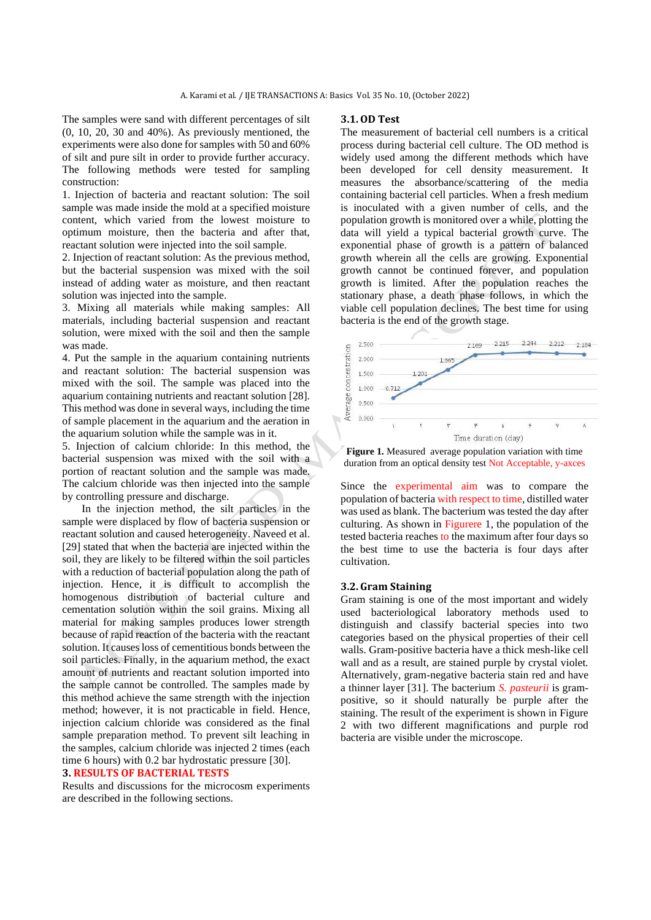The samples were sand with different percentages of silt (0, 10, 20, 30 and 40%). As previously mentioned, the experiments were also done for samples with 50 and 60% of silt and pure silt in order to provide further accuracy. The following methods were tested for sampling construction:

1. Injection of bacteria and reactant solution: The soil sample was made inside the mold at a specified moisture content, which varied from the lowest moisture to optimum moisture, then the bacteria and after that, reactant solution were injected into the soil sample.
2. Injection of reactant solution: As the previous method, but the bacterial suspension was mixed with the soil instead of adding water as moisture, and then reactant solution was injected into the sample.
3. Mixing all materials while making samples: All materials, including bacterial suspension and reactant solution, were mixed with the soil and then the sample was made.
4. Put the sample in the aquarium containing nutrients and reactant solution: The bacterial suspension was mixed with the soil. The sample was placed into the aquarium containing nutrients and reactant solution [28]. This method was done in several ways, including the time of sample placement in the aquarium and the aeration in the aquarium solution while the sample was in it.
5. Injection of calcium chloride: In this method, the bacterial suspension was mixed with the soil with a portion of reactant solution and the sample was made. The calcium chloride was then injected into the sample by controlling pressure and discharge.

In the injection method, the silt particles in the sample were displaced by flow of bacteria suspension or reactant solution and caused heterogeneity. Naveed et al. [29] stated that when the bacteria are injected within the soil, they are likely to be filtered within the soil particles with a reduction of bacterial population along the path of injection. Hence, it is difficult to accomplish the homogenous distribution of bacterial culture and cementation solution within the soil grains. Mixing all material for making samples produces lower strength because of rapid reaction of the bacteria with the reactant solution. It causes loss of cementitious bonds between the soil particles. Finally, in the aquarium method, the exact amount of nutrients and reactant solution imported into the sample cannot be controlled. The samples made by this method achieve the same strength with the injection method; however, it is not practicable in field. Hence, injection calcium chloride was considered as the final sample preparation method. To prevent silt leaching in the samples, calcium chloride was injected 2 times (each time 6 hours) with 0.2 bar hydrostatic pressure [30].

## 3. RESULTS OF BACTERIAL TESTS

Results and discussions for the microcosm experiments are described in the following sections.

### 3.1. OD Test

The measurement of bacterial cell numbers is a critical process during bacterial cell culture. The OD method is widely used among the different methods which have been developed for cell density measurement. It measures the absorbance/scattering of the media containing bacterial cell particles. When a fresh medium is inoculated with a given number of cells, and the population growth is monitored over a while, plotting the data will yield a typical bacterial growth curve. The exponential phase of growth is a pattern of balanced growth wherein all the cells are growing. Exponential growth cannot be continued forever, and population growth is limited. After the population reaches the stationary phase, a death phase follows, in which the viable cell population declines. The best time for using bacteria is the end of the growth stage.

**Figure 1.** Measured average population variation with time duration from an optical density test Not Acceptable, y-axces

Since the experimental aim was to compare the population of bacteria with respect to time, distilled water was used as blank. The bacterium was tested the day after culturing. As shown in Figurere 1, the population of the tested bacteria reaches to the maximum after four days so the best time to use the bacteria is four days after cultivation.

### 3.2. Gram Staining

Gram staining is one of the most important and widely used bacteriological laboratory methods used to distinguish and classify bacterial species into two categories based on the physical properties of their cell walls. Gram-positive bacteria have a thick mesh-like cell wall and as a result, are stained purple by crystal violet. Alternatively, gram-negative bacteria stain red and have a thinner layer [31]. The bacterium *S. pasteurii* is gram-positive, so it should naturally be purple after the staining. The result of the experiment is shown in Figure 2 with two different magnifications and purple rod bacteria are visible under the microscope.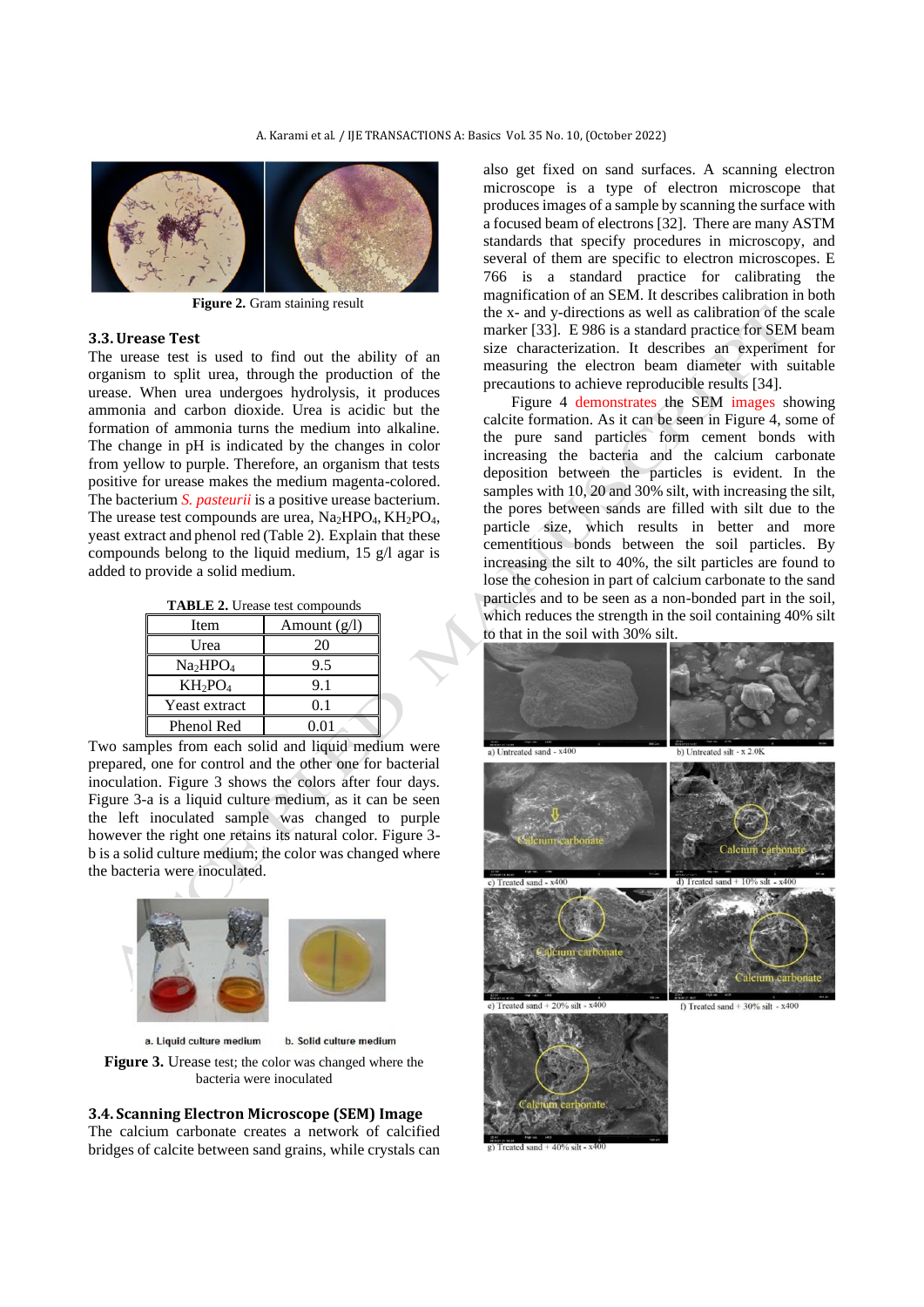**Figure 2.** Gram staining result

### 3.3. Urease Test

The urease test is used to find out the ability of an organism to split urea, through the production of the urease. When urea undergoes hydrolysis, it produces ammonia and carbon dioxide. Urea is acidic but the formation of ammonia turns the medium into alkaline. The change in pH is indicated by the changes in color from yellow to purple. Therefore, an organism that tests positive for urease makes the medium magenta-colored. The bacterium *S. pasteurii* is a positive urease bacterium. The urease test compounds are urea, $Na_2HPO_4$, $KH_2PO_4$, yeast extract and phenol red (Table 2). Explain that these compounds belong to the liquid medium, 15 g/l agar is added to provide a solid medium.

**TABLE 2.** Urease test compounds

| Item | Amount (g/l) |
|---|---|
| Urea | 20 |
| $Na_2HPO_4$ | 9.5 |
| $KH_2PO_4$ | 9.1 |
| Yeast extract | 0.1 |
| Phenol Red | 0.01 |

Two samples from each solid and liquid medium were prepared, one for control and the other one for bacterial inoculation. Figure 3 shows the colors after four days. Figure 3-a is a liquid culture medium, as it can be seen the left inoculated sample was changed to purple however the right one retains its natural color. Figure 3-b is a solid culture medium; the color was changed where the bacteria were inoculated.

a. Liquid culture medium b. Solid culture medium

**Figure 3.** Urease test; the color was changed where the bacteria were inoculated

### 3.4. Scanning Electron Microscope (SEM) Image

The calcium carbonate creates a network of calcified bridges of calcite between sand grains, while crystals can also get fixed on sand surfaces. A scanning electron microscope is a type of electron microscope that produces images of a sample by scanning the surface with a focused beam of electrons [32]. There are many ASTM standards that specify procedures in microscopy, and several of them are specific to electron microscopes. E 766 is a standard practice for calibrating the magnification of an SEM. It describes calibration in both the x- and y-directions as well as calibration of the scale marker [33]. E 986 is a standard practice for SEM beam size characterization. It describes an experiment for measuring the electron beam diameter with suitable precautions to achieve reproducible results [34].

Figure 4 demonstrates the SEM images showing calcite formation. As it can be seen in Figure 4, some of the pure sand particles form cement bonds with increasing the bacteria and the calcium carbonate deposition between the particles is evident. In the samples with 10, 20 and 30% silt, with increasing the silt, the pores between sands are filled with silt due to the particle size, which results in better and more cementitious bonds between the soil particles. By increasing the silt to 40%, the silt particles are found to lose the cohesion in part of calcium carbonate to the sand particles and to be seen as a non-bonded part in the soil, which reduces the strength in the soil containing 40% silt to that in the soil with 30% silt.

a) Untreated sand - x400 b) Untreated silt - x 2.0K

c) Treated sand - x400 d) Treated sand + 10% silt - x400

e) Treated sand + 20% silt - x400 f) Treated sand + 30% silt - x400

g) Treated sand + 40% silt - x400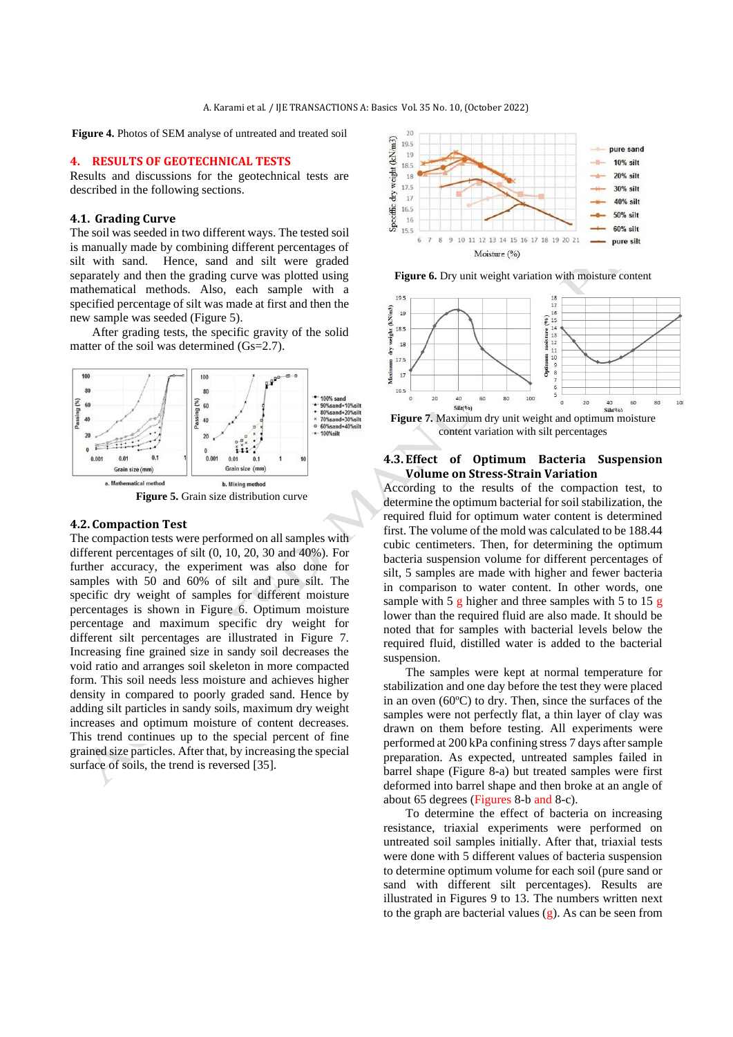**Figure 4.** Photos of SEM analyse of untreated and treated soil

## 4. RESULTS OF GEOTECHNICAL TESTS

Results and discussions for the geotechnical tests are described in the following sections.

### 4.1. Grading Curve

The soil was seeded in two different ways. The tested soil is manually made by combining different percentages of silt with sand. Hence, sand and silt were graded separately and then the grading curve was plotted using mathematical methods. Also, each sample with a specified percentage of silt was made at first and then the new sample was seeded (Figure 5).

After grading tests, the specific gravity of the solid matter of the soil was determined (Gs=2.7).

**Figure 5.** Grain size distribution curve

### 4.2. Compaction Test

The compaction tests were performed on all samples with different percentages of silt (0, 10, 20, 30 and 40%). For further accuracy, the experiment was also done for samples with 50 and 60% of silt and pure silt. The specific dry weight of samples for different moisture percentages is shown in Figure 6. Optimum moisture percentage and maximum specific dry weight for different silt percentages are illustrated in Figure 7. Increasing fine grained size in sandy soil decreases the void ratio and arranges soil skeleton in more compacted form. This soil needs less moisture and achieves higher density in compared to poorly graded sand. Hence by adding silt particles in sandy soils, maximum dry weight increases and optimum moisture of content decreases. This trend continues up to the special percent of fine grained size particles. After that, by increasing the special surface of soils, the trend is reversed [35].

**Figure 6.** Dry unit weight variation with moisture content

**Figure 7.** Maximum dry unit weight and optimum moisture content variation with silt percentages

### 4.3. Effect of Optimum Bacteria Suspension Volume on Stress-Strain Variation

According to the results of the compaction test, to determine the optimum bacterial for soil stabilization, the required fluid for optimum water content is determined first. The volume of the mold was calculated to be 188.44 cubic centimeters. Then, for determining the optimum bacteria suspension volume for different percentages of silt, 5 samples are made with higher and fewer bacteria in comparison to water content. In other words, one sample with 5 g higher and three samples with 5 to 15 g lower than the required fluid are also made. It should be noted that for samples with bacterial levels below the required fluid, distilled water is added to the bacterial suspension.

The samples were kept at normal temperature for stabilization and one day before the test they were placed in an oven (60ºC) to dry. Then, since the surfaces of the samples were not perfectly flat, a thin layer of clay was drawn on them before testing. All experiments were performed at 200 kPa confining stress 7 days after sample preparation. As expected, untreated samples failed in barrel shape (Figure 8-a) but treated samples were first deformed into barrel shape and then broke at an angle of about 65 degrees (Figures 8-b and 8-c).

To determine the effect of bacteria on increasing resistance, triaxial experiments were performed on untreated soil samples initially. After that, triaxial tests were done with 5 different values of bacteria suspension to determine optimum volume for each soil (pure sand or sand with different silt percentages). Results are illustrated in Figures 9 to 13. The numbers written next to the graph are bacterial values (g). As can be seen from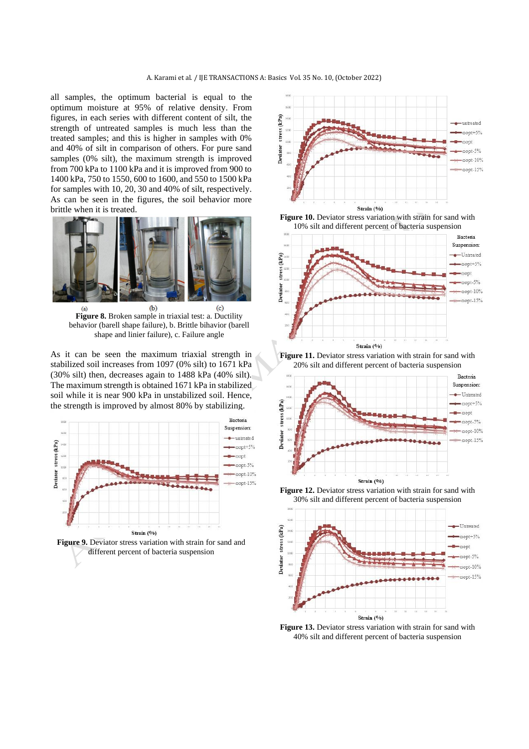all samples, the optimum bacterial is equal to the optimum moisture at 95% of relative density. From figures, in each series with different content of silt, the strength of untreated samples is much less than the treated samples; and this is higher in samples with 0% and 40% of silt in comparison of others. For pure sand samples (0% silt), the maximum strength is improved from 700 kPa to 1100 kPa and it is improved from 900 to 1400 kPa, 750 to 1550, 600 to 1600, and 550 to 1500 kPa for samples with 10, 20, 30 and 40% of silt, respectively. As can be seen in the figures, the soil behavior more brittle when it is treated.

**Figure 8.** Broken sample in triaxial test: a. Ductility behavior (barell shape failure), b. Brittle bihavior (barell shape and linier failure), c. Failure angle

As it can be seen the maximum triaxial strength in stabilized soil increases from 1097 (0% silt) to 1671 kPa (30% silt) then, decreases again to 1488 kPa (40% silt). The maximum strength is obtained 1671 kPa in stabilized soil while it is near 900 kPa in unstabilized soil. Hence, the strength is improved by almost 80% by stabilizing.

**Figure 9.** Deviator stress variation with strain for sand and different percent of bacteria suspension

**Figure 10.** Deviator stress variation with strain for sand with 10% silt and different percent of bacteria suspension

**Figure 11.** Deviator stress variation with strain for sand with 20% silt and different percent of bacteria suspension

**Figure 12.** Deviator stress variation with strain for sand with 30% silt and different percent of bacteria suspension

**Figure 13.** Deviator stress variation with strain for sand with 40% silt and different percent of bacteria suspension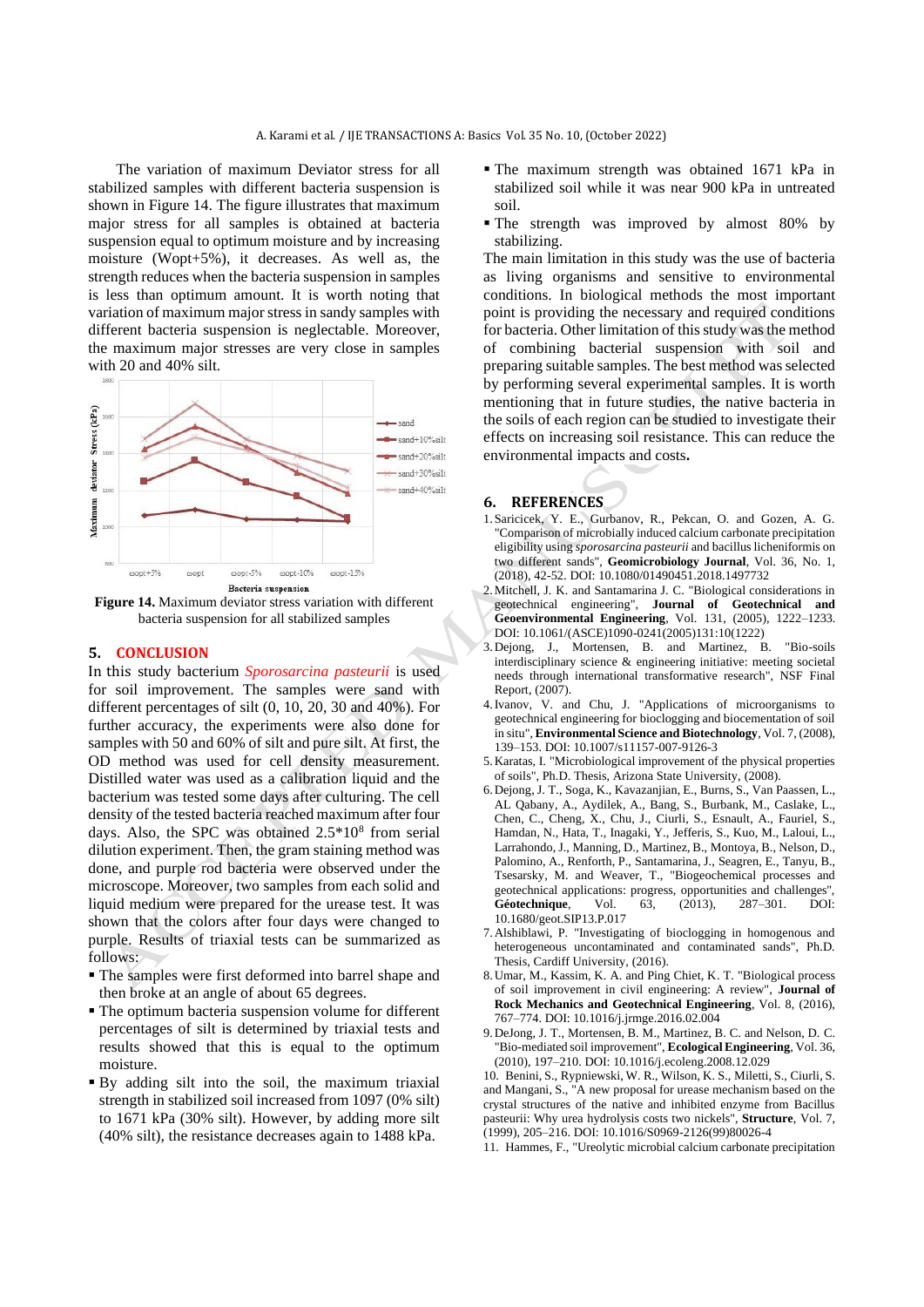The variation of maximum Deviator stress for all stabilized samples with different bacteria suspension is shown in Figure 14. The figure illustrates that maximum major stress for all samples is obtained at bacteria suspension equal to optimum moisture and by increasing moisture (Wopt+5%), it decreases. As well as, the strength reduces when the bacteria suspension in samples is less than optimum amount. It is worth noting that variation of maximum major stress in sandy samples with different bacteria suspension is neglectable. Moreover, the maximum major stresses are very close in samples with 20 and 40% silt.

**Figure 14.** Maximum deviator stress variation with different bacteria suspension for all stabilized samples

## 5. CONCLUSION

In this study bacterium *Sporosarcina pasteurii* is used for soil improvement. The samples were sand with different percentages of silt (0, 10, 20, 30 and 40%). For further accuracy, the experiments were also done for samples with 50 and 60% of silt and pure silt. At first, the OD method was used for cell density measurement. Distilled water was used as a calibration liquid and the bacterium was tested some days after culturing. The cell density of the tested bacteria reached maximum after four days. Also, the SPC was obtained $2.5*10^8$ from serial dilution experiment. Then, the gram staining method was done, and purple rod bacteria were observed under the microscope. Moreover, two samples from each solid and liquid medium were prepared for the urease test. It was shown that the colors after four days were changed to purple. Results of triaxial tests can be summarized as follows:

- The samples were first deformed into barrel shape and then broke at an angle of about 65 degrees.
- The optimum bacteria suspension volume for different percentages of silt is determined by triaxial tests and results showed that this is equal to the optimum moisture.
- By adding silt into the soil, the maximum triaxial strength in stabilized soil increased from 1097 (0% silt) to 1671 kPa (30% silt). However, by adding more silt (40% silt), the resistance decreases again to 1488 kPa.
- The maximum strength was obtained 1671 kPa in stabilized soil while it was near 900 kPa in untreated soil.
- The strength was improved by almost 80% by stabilizing.

The main limitation in this study was the use of bacteria as living organisms and sensitive to environmental conditions. In biological methods the most important point is providing the necessary and required conditions for bacteria. Other limitation of this study was the method of combining bacterial suspension with soil and preparing suitable samples. The best method was selected by performing several experimental samples. It is worth mentioning that in future studies, the native bacteria in the soils of each region can be studied to investigate their effects on increasing soil resistance. This can reduce the environmental impacts and costs**.**

## 6. REFERENCES

1. Saricicek, Y. E., Gurbanov, R., Pekcan, O. and Gozen, A. G. "Comparison of microbially induced calcium carbonate precipitation eligibility using *sporosarcina pasteurii* and bacillus licheniformis on two different sands", **Geomicrobiology Journal**, Vol. 36, No. 1, (2018), 42-52. DOI: 10.1080/01490451.2018.1497732
2. Mitchell, J. K. and Santamarina J. C. "Biological considerations in geotechnical engineering", **Journal of Geotechnical and Geoenvironmental Engineering**, Vol. 131, (2005), 1222–1233. DOI: 10.1061/(ASCE)1090-0241(2005)131:10(1222)
3. Dejong, J., Mortensen, B. and Martinez, B. "Bio-soils interdisciplinary science & engineering initiative: meeting societal needs through international transformative research", NSF Final Report, (2007).
4. Ivanov, V. and Chu, J. "Applications of microorganisms to geotechnical engineering for bioclogging and biocementation of soil in situ", **Environmental Science and Biotechnology**, Vol. 7, (2008), 139–153. DOI: 10.1007/s11157-007-9126-3
5. Karatas, I. "Microbiological improvement of the physical properties of soils", Ph.D. Thesis, Arizona State University, (2008).
6. Dejong, J. T., Soga, K., Kavazanjian, E., Burns, S., Van Paassen, L., AL Qabany, A., Aydilek, A., Bang, S., Burbank, M., Caslake, L., Chen, C., Cheng, X., Chu, J., Ciurli, S., Esnault, A., Fauriel, S., Hamdan, N., Hata, T., Inagaki, Y., Jefferis, S., Kuo, M., Laloui, L., Larrahondo, J., Manning, D., Martinez, B., Montoya, B., Nelson, D., Palomino, A., Renforth, P., Santamarina, J., Seagren, E., Tanyu, B., Tsesarsky, M. and Weaver, T., "Biogeochemical processes and geotechnical applications: progress, opportunities and challenges", **Géotechnique**, Vol. 63, (2013), 287–301. DOI: 10.1680/geot.SIP13.P.017
7. Alshiblawi, P. "Investigating of bioclogging in homogenous and heterogeneous uncontaminated and contaminated sands", Ph.D. Thesis, Cardiff University, (2016).
8. Umar, M., Kassim, K. A. and Ping Chiet, K. T. "Biological process of soil improvement in civil engineering: A review", **Journal of Rock Mechanics and Geotechnical Engineering**, Vol. 8, (2016), 767–774. DOI: 10.1016/j.jrmge.2016.02.004
9. DeJong, J. T., Mortensen, B. M., Martinez, B. C. and Nelson, D. C. "Bio-mediated soil improvement", **Ecological Engineering**, Vol. 36, (2010), 197–210. DOI: 10.1016/j.ecoleng.2008.12.029
10. Benini, S., Rypniewski, W. R., Wilson, K. S., Miletti, S., Ciurli, S. and Mangani, S., "A new proposal for urease mechanism based on the crystal structures of the native and inhibited enzyme from Bacillus pasteurii: Why urea hydrolysis costs two nickels", **Structure**, Vol. 7, (1999), 205–216. DOI: 10.1016/S0969-2126(99)80026-4
11. Hammes, F., "Ureolytic microbial calcium carbonate precipitation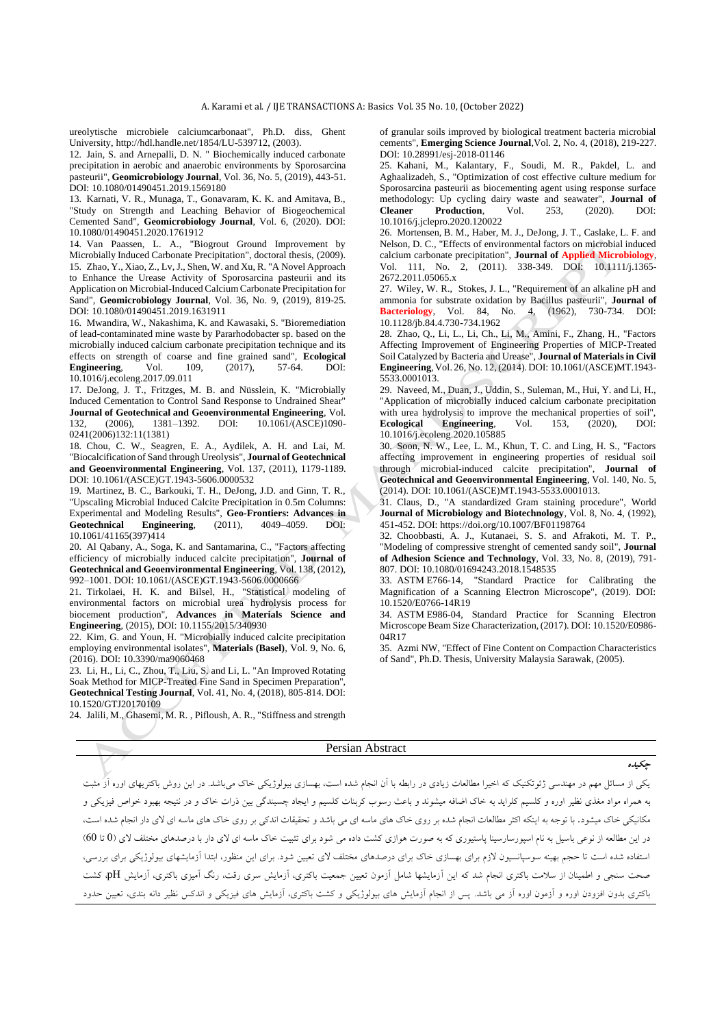ureolytische microbiele calciumcarbonaat", Ph.D. diss, Ghent University, http://hdl.handle.net/1854/LU-539712, (2003).

12. Jain, S. and Arnepalli, D. N. " Biochemically induced carbonate precipitation in aerobic and anaerobic environments by Sporosarcina pasteurii", **Geomicrobiology Journal**, Vol. 36, No. 5, (2019), 443-51. DOI: 10.1080/01490451.2019.1569180

13. Karnati, V. R., Munaga, T., Gonavaram, K. K. and Amitava, B., "Study on Strength and Leaching Behavior of Biogeochemical Cemented Sand", **Geomicrobiology Journal**, Vol. 6, (2020). DOI: 10.1080/01490451.2020.1761912

14. Van Paassen, L. A., "Biogrout Ground Improvement by Microbially Induced Carbonate Precipitation", doctoral thesis, (2009).

15. Zhao, Y., Xiao, Z., Lv, J., Shen, W. and Xu, R. "A Novel Approach to Enhance the Urease Activity of Sporosarcina pasteurii and its Application on Microbial-Induced Calcium Carbonate Precipitation for Sand", **Geomicrobiology Journal**, Vol. 36, No. 9, (2019), 819-25. DOI: 10.1080/01490451.2019.1631911

16. Mwandira, W., Nakashima, K. and Kawasaki, S. "Bioremediation of lead-contaminated mine waste by Pararhodobacter sp. based on the microbially induced calcium carbonate precipitation technique and its effects on strength of coarse and fine grained sand", **Ecological Engineering**, Vol. 109, (2017), 57-64. DOI: 10.1016/j.ecoleng.2017.09.011

17. DeJong, J. T., Fritzges, M. B. and Nüsslein, K. "Microbially Induced Cementation to Control Sand Response to Undrained Shear" **Journal of Geotechnical and Geoenvironmental Engineering**, Vol. 132, (2006), 1381–1392. DOI: 10.1061/(ASCE)1090-0241(2006)132:11(1381)

18. Chou, C. W., Seagren, E. A., Aydilek, A. H. and Lai, M. "Biocalcification of Sand through Ureolysis", **Journal of Geotechnical and Geoenvironmental Engineering**, Vol. 137, (2011), 1179-1189. DOI: 10.1061/(ASCE)GT.1943-5606.0000532

19. Martinez, B. C., Barkouki, T. H., DeJong, J.D. and Ginn, T. R., "Upscaling Microbial Induced Calcite Precipitation in 0.5m Columns: Experimental and Modeling Results", **Geo-Frontiers: Advances in Geotechnical Engineering**, (2011), 4049–4059. DOI: 10.1061/41165(397)414

20. Al Qabany, A., Soga, K. and Santamarina, C., "Factors affecting efficiency of microbially induced calcite precipitation", **Journal of Geotechnical and Geoenvironmental Engineering**, Vol. 138, (2012), 992–1001. DOI: 10.1061/(ASCE)GT.1943-5606.0000666

21. Tirkolaei, H. K. and Bilsel, H., "Statistical modeling of environmental factors on microbial urea hydrolysis process for biocement production", **Advances in Materials Science and Engineering**, (2015), DOI: 10.1155/2015/340930

22. Kim, G. and Youn, H. "Microbially induced calcite precipitation employing environmental isolates", **Materials (Basel)**, Vol. 9, No. 6, (2016). DOI: 10.3390/ma9060468

23. Li, H., Li, C., Zhou, T., Liu, S. and Li, L. "An Improved Rotating Soak Method for MICP-Treated Fine Sand in Specimen Preparation", **Geotechnical Testing Journal**, Vol. 41, No. 4, (2018), 805-814. DOI: 10.1520/GTJ20170109

24. Jalili, M., Ghasemi, M. R. , Pifloush, A. R., "Stiffness and strength of granular soils improved by biological treatment bacteria microbial cements", **Emerging Science Journal**,Vol. 2, No. 4, (2018), 219-227. DOI: 10.28991/esj-2018-01146

25. Kahani, M., Kalantary, F., Soudi, M. R., Pakdel, L. and Aghaalizadeh, S., "Optimization of cost effective culture medium for Sporosarcina pasteurii as biocementing agent using response surface methodology: Up cycling dairy waste and seawater", **Journal of Cleaner Production**, Vol. 253, (2020). DOI: 10.1016/j.jclepro.2020.120022

26. Mortensen, B. M., Haber, M. J., DeJong, J. T., Caslake, L. F. and Nelson, D. C., "Effects of environmental factors on microbial induced calcium carbonate precipitation", **Journal of Applied Microbiology**, Vol. 111, No. 2, (2011). 338-349. DOI: 10.1111/j.1365-2672.2011.05065.x

27. Wiley, W. R., Stokes, J. L., "Requirement of an alkaline pH and ammonia for substrate oxidation by Bacillus pasteurii", **Journal of Bacteriology**, Vol. 84, No. 4, (1962), 730-734. DOI: 10.1128/jb.84.4.730-734.1962

28. Zhao, Q., Li, L., Li, Ch., Li, M., Amini, F., Zhang, H., "Factors Affecting Improvement of Engineering Properties of MICP-Treated Soil Catalyzed by Bacteria and Urease", **Journal of Materials in Civil Engineering**, Vol. 26, No. 12, (2014). DOI: 10.1061/(ASCE)MT.1943-5533.0001013.

29. Naveed, M., Duan, J., Uddin, S., Suleman, M., Hui, Y. and Li, H., "Application of microbially induced calcium carbonate precipitation with urea hydrolysis to improve the mechanical properties of soil", **Ecological Engineering**, Vol. 153, (2020), DOI: 10.1016/j.ecoleng.2020.105885

30. Soon, N. W., Lee, L. M., Khun, T. C. and Ling, H. S., "Factors affecting improvement in engineering properties of residual soil through microbial-induced calcite precipitation", **Journal of Geotechnical and Geoenvironmental Engineering**, Vol. 140, No. 5, (2014). DOI: 10.1061/(ASCE)MT.1943-5533.0001013.

31. Claus, D., "A standardized Gram staining procedure", World **Journal of Microbiology and Biotechnology**, Vol. 8, No. 4, (1992), 451-452. DOI: https://doi.org/10.1007/BF01198764

32. Choobbasti, A. J., Kutanaei, S. S. and Afrakoti, M. T. P., "Modeling of compressive strenght of cemented sandy soil", **Journal of Adhesion Science and Technology**, Vol. 33, No. 8, (2019), 791-807. DOI: 10.1080/01694243.2018.1548535

33. ASTM E766-14, "Standard Practice for Calibrating the Magnification of a Scanning Electron Microscope", (2019). DOI: 10.1520/E0766-14R19

34. ASTM E986-04, Standard Practice for Scanning Electron Microscope Beam Size Characterization, (2017). DOI: 10.1520/E0986-04R17

35. Azmi NW, "Effect of Fine Content on Compaction Characteristics of Sand", Ph.D. Thesis, University Malaysia Sarawak, (2005).

## Persian Abstract

**چکیده**

یکی از مسائل مهم در مهندسی ژئوتکنیک که اخیرا مطالعات زیادی در رابطه با آن انجام شده است، بهسازی بیولوژیکی خاک می‌باشد. در این روش باکتریهای اوره آز مثبت به همراه مواد مغذی نظیر اوره و کلسیم کلراید به خاک اضافه میشوند و باعث رسوب کربنات کلسیم و ایجاد چسبندگی بین ذرات خاک و در نتیجه بهبود خواص فیزیکی و مکانیکی خاک میشود. با توجه به اینکه اکثر مطالعات انجام شده بر روی خاک های ماسه ای می باشد و تحقیقات اندکی بر روی خاک های ماسه ای لای دار انجام شده است، در این مطالعه از نوعی باسیل به نام اسپورسارسینا پاستیوری که به صورت هوازی کشت داده می شود برای تثبیت خاک ماسه ای لای دار با درصدهای مختلف لای (0 تا 60) استفاده شده است تا حجم بهینه سوسپانسیون لازم برای بهسازی خاک برای درصدهای مختلف لای تعیین شود. برای این منظور، ابتدا آزمایشهای بیولوژیکی برای بررسی، صحت سنجی و اطمینان از سلامت باکتری انجام شد که این آزمایشها شامل آزمون تعیین جمعیت باکتری، آزمایش سری رقت، رنگ آمیزی باکتری، آزمایش pH، کشت باکتری بدون افزودن اوره و آزمون اوره آز می باشد. پس از انجام آزمایش های بیولوژیکی و کشت باکتری، آزمایش های فیزیکی و اندکس نظیر دانه بندی، تعیین حدود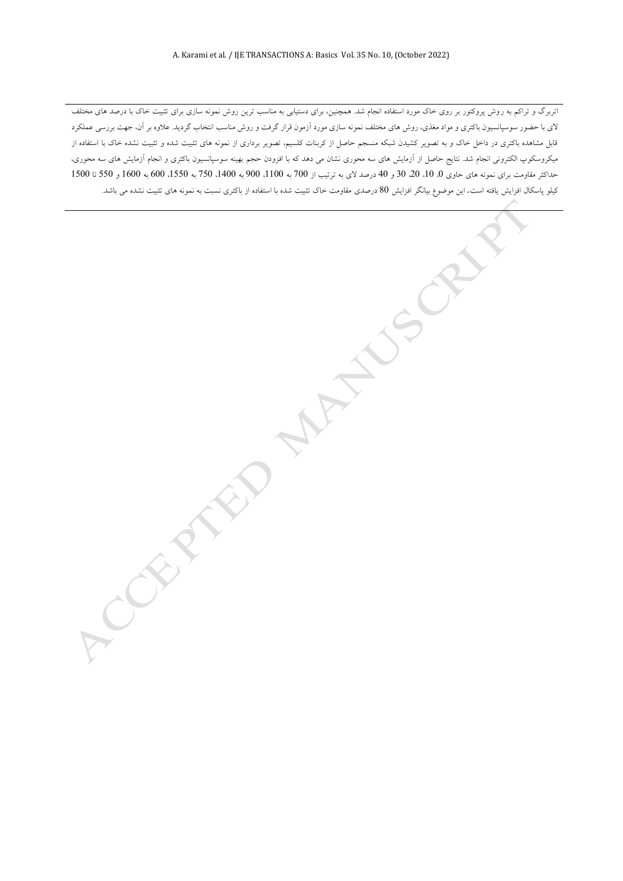اتربرگ و تراکم به روش پروکتور بر روی خاک مورد استفاده انجام شد. همچنین، برای دستیابی به مناسب ترین روش نمونه سازی برای تثبیت خاک با درصد های مختلف لای با حضور سوسپانسیون باکتری و مواد مغذی، روش های مختلف نمونه سازی مورد آزمون قرار گرفت و روش مناسب انتخاب گردید. علاوه بر آن، جهت بررسی عملکرد قابل مشاهده باکتری در داخل خاک و به تصویر کشیدن شبکه منسجم حاصل از کربنات کلسیم، تصویر برداری از نمونه های تثبیت شده و تثبیت نشده خاک با استفاده از میکروسکوپ الکترونی انجام شد. نتایج حاصل از آزمایش های سه محوری نشان می دهد که با افزودن حجم بهینه سوسپانسیون باکتری و انجام آزمایش های سه محوری، حداکثر مقاومت برای نمونه های حاوی 0، 10، 20، 30 و 40 درصد لای به ترتیب از 700 به 1100، 900 به 1400، 750 به 1550، 600 به 1600 و 550 تا 1500 کیلو پاسکال افزایش یافته است، این موضوع بیانگر افزایش 80 درصدی مقاومت خاک تثبیت شده با استفاده از باکتری نسبت به نمونه های تثبیت نشده می باشد.